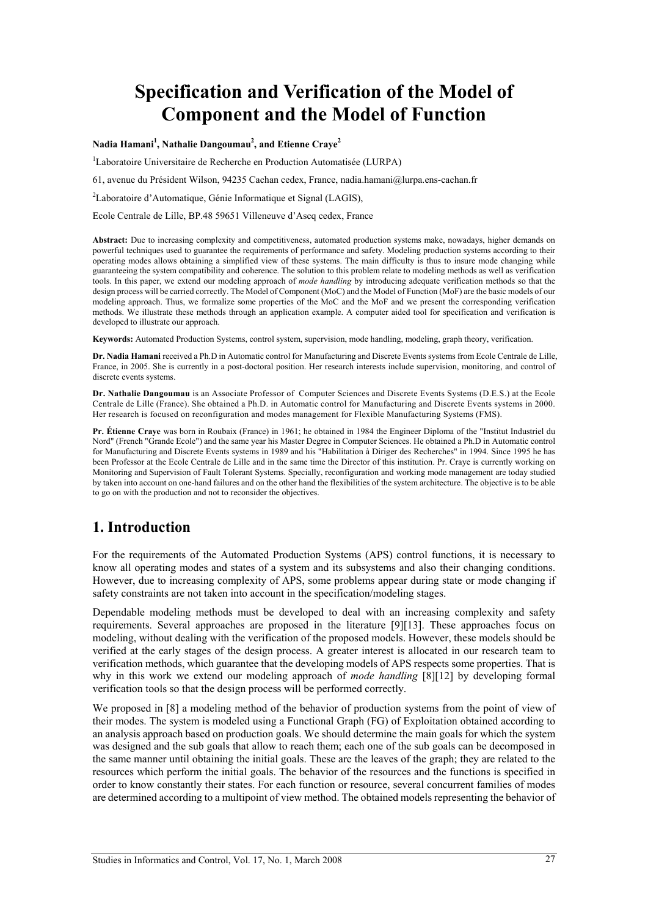# Specification and Verification of the Model of Component and the Model of Function

**Nadia Hamani[1], Nathalie Dangoumau[2], and Etienne Craye[2]**

[1]Laboratoire Universitaire de Recherche en Production Automatisée (LURPA)

61, avenue du Président Wilson, 94235 Cachan cedex, France, nadia.hamani@lurpa.ens-cachan.fr

[2]Laboratoire d'Automatique, Génie Informatique et Signal (LAGIS),

Ecole Centrale de Lille, BP.48 59651 Villeneuve d'Ascq cedex, France

**Abstract:** Due to increasing complexity and competitiveness, automated production systems make, nowadays, higher demands on powerful techniques used to guarantee the requirements of performance and safety. Modeling production systems according to their operating modes allows obtaining a simplified view of these systems. The main difficulty is thus to insure mode changing while guaranteeing the system compatibility and coherence. The solution to this problem relate to modeling methods as well as verification tools. In this paper, we extend our modeling approach of *mode handling* by introducing adequate verification methods so that the design process will be carried correctly. The Model of Component (MoC) and the Model of Function (MoF) are the basic models of our modeling approach. Thus, we formalize some properties of the MoC and the MoF and we present the corresponding verification methods. We illustrate these methods through an application example. A computer aided tool for specification and verification is developed to illustrate our approach.

**Keywords:** Automated Production Systems, control system, supervision, mode handling, modeling, graph theory, verification.

**Dr. Nadia Hamani** received a Ph.D in Automatic control for Manufacturing and Discrete Events systems from Ecole Centrale de Lille, France, in 2005. She is currently in a post-doctoral position. Her research interests include supervision, monitoring, and control of discrete events systems.

**Dr. Nathalie Dangoumau** is an Associate Professor of Computer Sciences and Discrete Events Systems (D.E.S.) at the Ecole Centrale de Lille (France). She obtained a Ph.D. in Automatic control for Manufacturing and Discrete Events systems in 2000. Her research is focused on reconfiguration and modes management for Flexible Manufacturing Systems (FMS).

**Pr. Étienne Craye** was born in Roubaix (France) in 1961; he obtained in 1984 the Engineer Diploma of the "Institut Industriel du Nord" (French "Grande Ecole") and the same year his Master Degree in Computer Sciences. He obtained a Ph.D in Automatic control for Manufacturing and Discrete Events systems in 1989 and his "Habilitation à Diriger des Recherches" in 1994. Since 1995 he has been Professor at the Ecole Centrale de Lille and in the same time the Director of this institution. Pr. Craye is currently working on Monitoring and Supervision of Fault Tolerant Systems. Specially, reconfiguration and working mode management are today studied by taken into account on one-hand failures and on the other hand the flexibilities of the system architecture. The objective is to be able to go on with the production and not to reconsider the objectives.

## 1. Introduction

For the requirements of the Automated Production Systems (APS) control functions, it is necessary to know all operating modes and states of a system and its subsystems and also their changing conditions. However, due to increasing complexity of APS, some problems appear during state or mode changing if safety constraints are not taken into account in the specification/modeling stages.

Dependable modeling methods must be developed to deal with an increasing complexity and safety requirements. Several approaches are proposed in the literature [9][13]. These approaches focus on modeling, without dealing with the verification of the proposed models. However, these models should be verified at the early stages of the design process. A greater interest is allocated in our research team to verification methods, which guarantee that the developing models of APS respects some properties. That is why in this work we extend our modeling approach of *mode handling* [8][12] by developing formal verification tools so that the design process will be performed correctly.

We proposed in [8] a modeling method of the behavior of production systems from the point of view of their modes. The system is modeled using a Functional Graph (FG) of Exploitation obtained according to an analysis approach based on production goals. We should determine the main goals for which the system was designed and the sub goals that allow to reach them; each one of the sub goals can be decomposed in the same manner until obtaining the initial goals. These are the leaves of the graph; they are related to the resources which perform the initial goals. The behavior of the resources and the functions is specified in order to know constantly their states. For each function or resource, several concurrent families of modes are determined according to a multipoint of view method. The obtained models representing the behavior of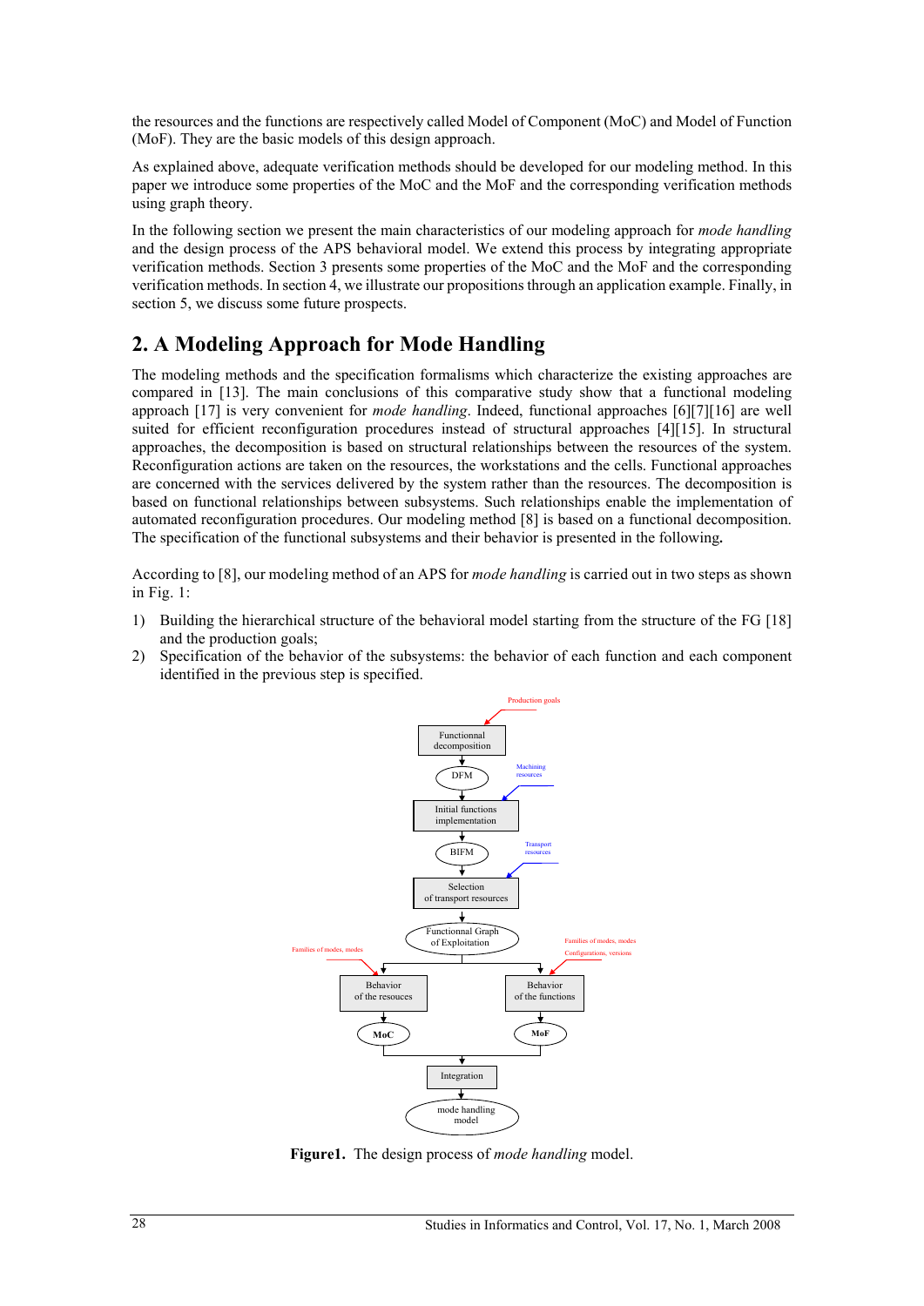the resources and the functions are respectively called Model of Component (MoC) and Model of Function (MoF). They are the basic models of this design approach.

As explained above, adequate verification methods should be developed for our modeling method. In this paper we introduce some properties of the MoC and the MoF and the corresponding verification methods using graph theory.

In the following section we present the main characteristics of our modeling approach for *mode handling* and the design process of the APS behavioral model. We extend this process by integrating appropriate verification methods. Section 3 presents some properties of the MoC and the MoF and the corresponding verification methods. In section 4, we illustrate our propositions through an application example. Finally, in section 5, we discuss some future prospects.

## 2. A Modeling Approach for Mode Handling

The modeling methods and the specification formalisms which characterize the existing approaches are compared in [13]. The main conclusions of this comparative study show that a functional modeling approach [17] is very convenient for *mode handling*. Indeed, functional approaches [6][7][16] are well suited for efficient reconfiguration procedures instead of structural approaches [4][15]. In structural approaches, the decomposition is based on structural relationships between the resources of the system. Reconfiguration actions are taken on the resources, the workstations and the cells. Functional approaches are concerned with the services delivered by the system rather than the resources. The decomposition is based on functional relationships between subsystems. Such relationships enable the implementation of automated reconfiguration procedures. Our modeling method [8] is based on a functional decomposition. The specification of the functional subsystems and their behavior is presented in the following**.**

According to [8], our modeling method of an APS for *mode handling* is carried out in two steps as shown in Fig. 1:

1) Building the hierarchical structure of the behavioral model starting from the structure of the FG [18] and the production goals;
2) Specification of the behavior of the subsystems: the behavior of each function and each component identified in the previous step is specified.

Production goals

Functionnal decomposition

DFM

Machining resources

Initial functions implementation

BIFM

Transport resources

Selection of transport resources

Functionnal Graph of Exploitation

Families of modes, modes

Families of modes, modes Configurations, versions

Behavior of the resouces

Behavior of the functions

MoC

MoF

Integration

mode handling model

**Figure1.** The design process of *mode handling* model.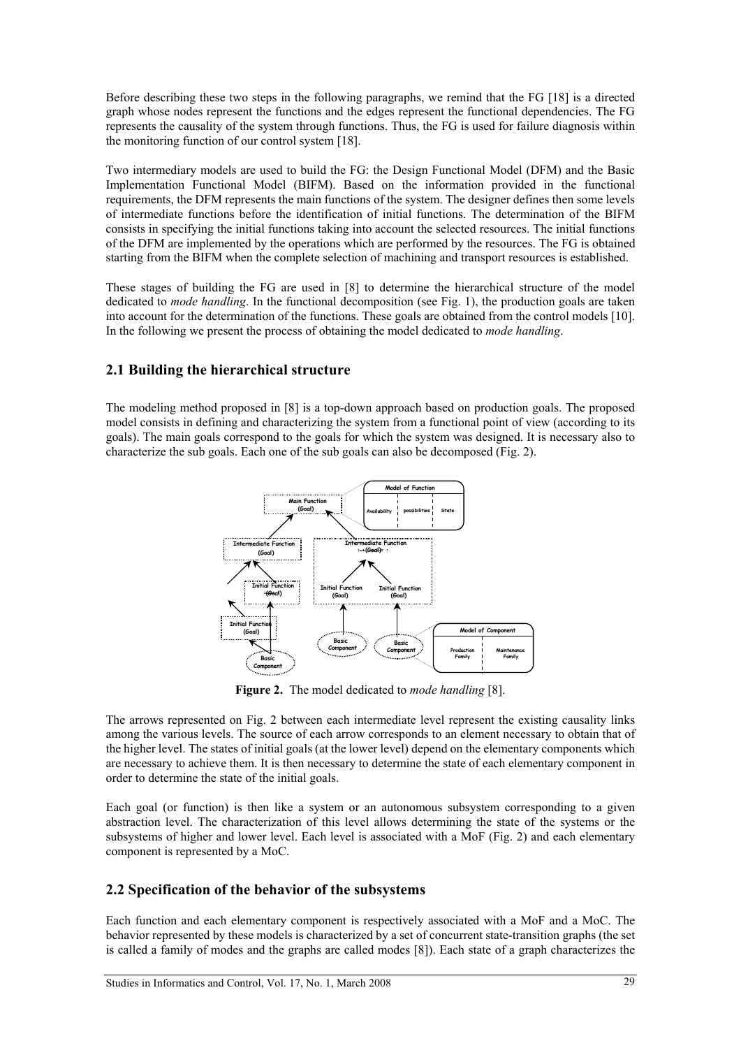Before describing these two steps in the following paragraphs, we remind that the FG [18] is a directed graph whose nodes represent the functions and the edges represent the functional dependencies. The FG represents the causality of the system through functions. Thus, the FG is used for failure diagnosis within the monitoring function of our control system [18].

Two intermediary models are used to build the FG: the Design Functional Model (DFM) and the Basic Implementation Functional Model (BIFM). Based on the information provided in the functional requirements, the DFM represents the main functions of the system. The designer defines then some levels of intermediate functions before the identification of initial functions. The determination of the BIFM consists in specifying the initial functions taking into account the selected resources. The initial functions of the DFM are implemented by the operations which are performed by the resources. The FG is obtained starting from the BIFM when the complete selection of machining and transport resources is established.

These stages of building the FG are used in [8] to determine the hierarchical structure of the model dedicated to *mode handling*. In the functional decomposition (see Fig. 1), the production goals are taken into account for the determination of the functions. These goals are obtained from the control models [10]. In the following we present the process of obtaining the model dedicated to *mode handling*.

## 2.1 Building the hierarchical structure

The modeling method proposed in [8] is a top-down approach based on production goals. The proposed model consists in defining and characterizing the system from a functional point of view (according to its goals). The main goals correspond to the goals for which the system was designed. It is necessary also to characterize the sub goals. Each one of the sub goals can also be decomposed (Fig. 2).

**Figure 2.** The model dedicated to *mode handling* [8].

The arrows represented on Fig. 2 between each intermediate level represent the existing causality links among the various levels. The source of each arrow corresponds to an element necessary to obtain that of the higher level. The states of initial goals (at the lower level) depend on the elementary components which are necessary to achieve them. It is then necessary to determine the state of each elementary component in order to determine the state of the initial goals.

Each goal (or function) is then like a system or an autonomous subsystem corresponding to a given abstraction level. The characterization of this level allows determining the state of the systems or the subsystems of higher and lower level. Each level is associated with a MoF (Fig. 2) and each elementary component is represented by a MoC.

## 2.2 Specification of the behavior of the subsystems

Each function and each elementary component is respectively associated with a MoF and a MoC. The behavior represented by these models is characterized by a set of concurrent state-transition graphs (the set is called a family of modes and the graphs are called modes [8]). Each state of a graph characterizes the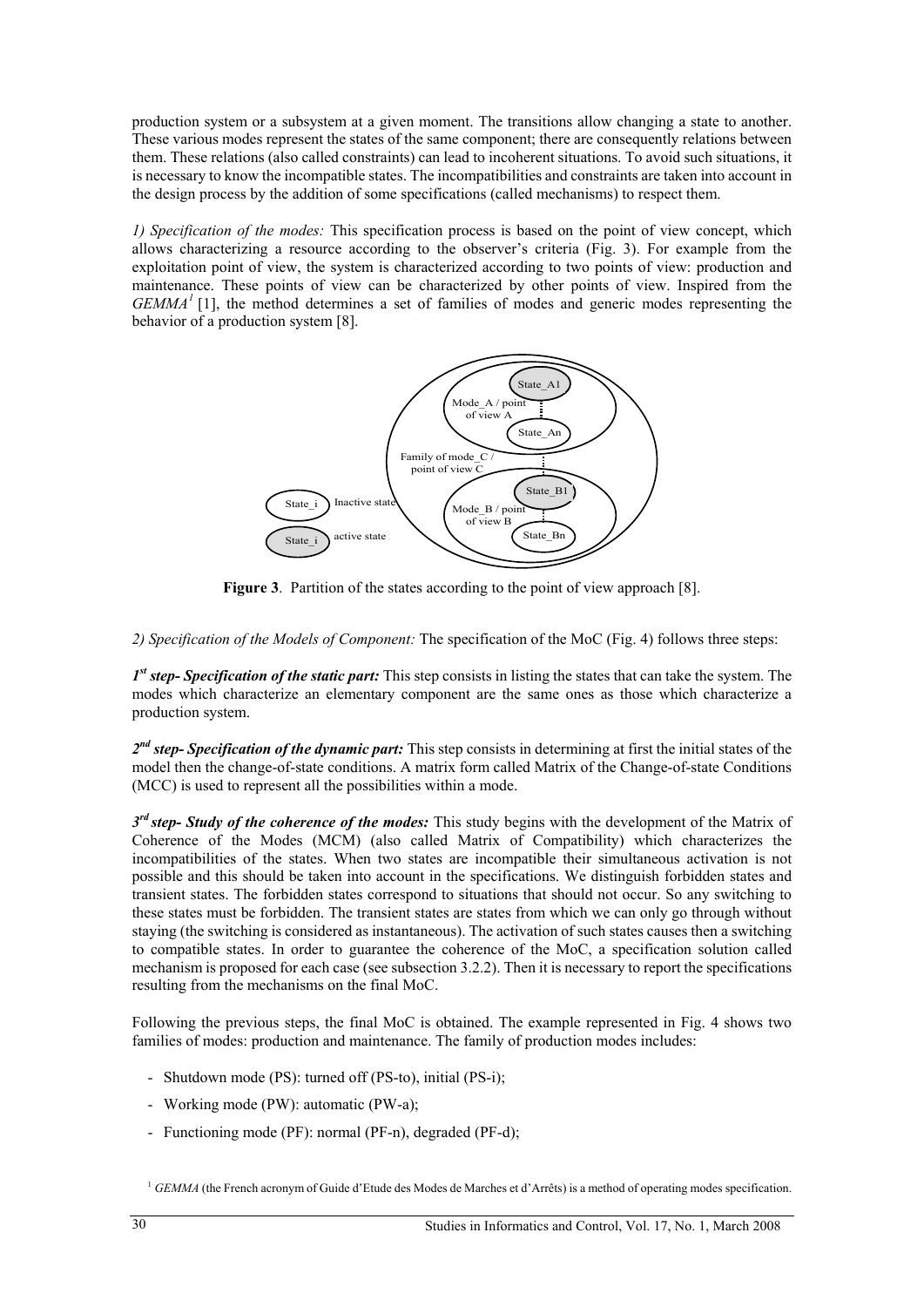production system or a subsystem at a given moment. The transitions allow changing a state to another. These various modes represent the states of the same component; there are consequently relations between them. These relations (also called constraints) can lead to incoherent situations. To avoid such situations, it is necessary to know the incompatible states. The incompatibilities and constraints are taken into account in the design process by the addition of some specifications (called mechanisms) to respect them.

*1) Specification of the modes:* This specification process is based on the point of view concept, which allows characterizing a resource according to the observer's criteria (Fig. 3). For example from the exploitation point of view, the system is characterized according to two points of view: production and maintenance. These points of view can be characterized by other points of view. Inspired from the *GEMMA*[1] [1], the method determines a set of families of modes and generic modes representing the behavior of a production system [8].

**Figure 3**. Partition of the states according to the point of view approach [8].

*2) Specification of the Models of Component:* The specification of the MoC (Fig. 4) follows three steps:

***1st step- Specification of the static part:*** This step consists in listing the states that can take the system. The modes which characterize an elementary component are the same ones as those which characterize a production system.

***2nd step- Specification of the dynamic part:*** This step consists in determining at first the initial states of the model then the change-of-state conditions. A matrix form called Matrix of the Change-of-state Conditions (MCC) is used to represent all the possibilities within a mode.

***3rd step- Study of the coherence of the modes:*** This study begins with the development of the Matrix of Coherence of the Modes (MCM) (also called Matrix of Compatibility) which characterizes the incompatibilities of the states. When two states are incompatible their simultaneous activation is not possible and this should be taken into account in the specifications. We distinguish forbidden states and transient states. The forbidden states correspond to situations that should not occur. So any switching to these states must be forbidden. The transient states are states from which we can only go through without staying (the switching is considered as instantaneous). The activation of such states causes then a switching to compatible states. In order to guarantee the coherence of the MoC, a specification solution called mechanism is proposed for each case (see subsection 3.2.2). Then it is necessary to report the specifications resulting from the mechanisms on the final MoC.

Following the previous steps, the final MoC is obtained. The example represented in Fig. 4 shows two families of modes: production and maintenance. The family of production modes includes:

- Shutdown mode (PS): turned off (PS-to), initial (PS-i);
- Working mode (PW): automatic (PW-a);
- Functioning mode (PF): normal (PF-n), degraded (PF-d);

[1] *GEMMA* (the French acronym of Guide d'Etude des Modes de Marches et d'Arrêts) is a method of operating modes specification.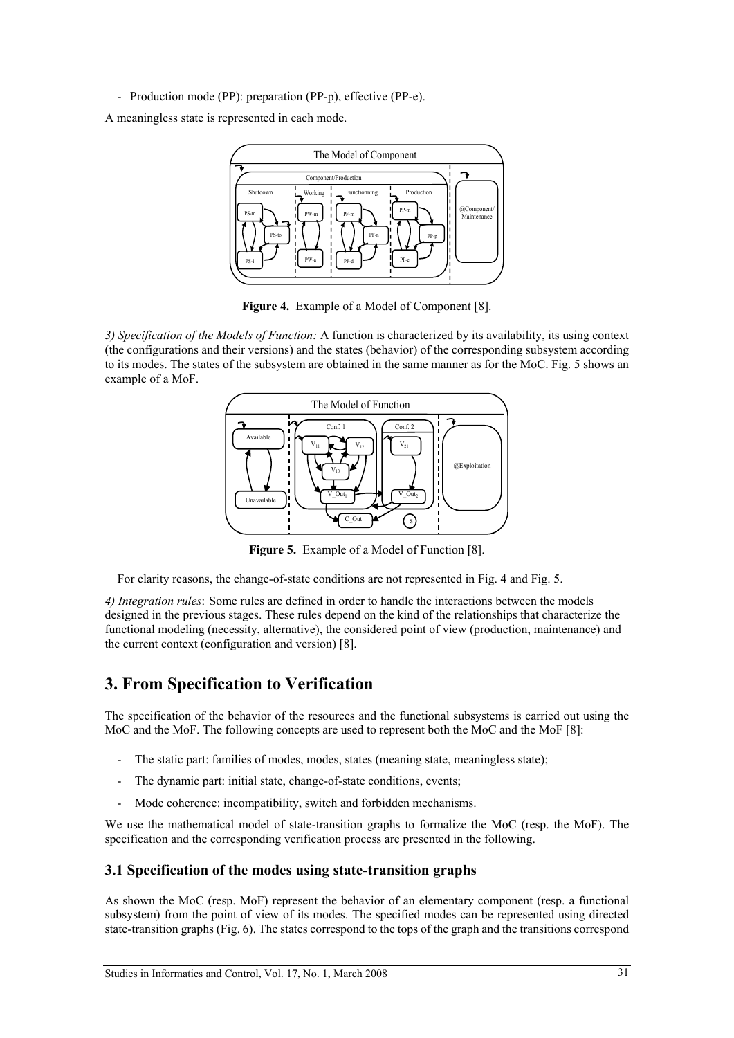- Production mode (PP): preparation (PP-p), effective (PP-e).

A meaningless state is represented in each mode.

**Figure 4.** Example of a Model of Component [8].

*3) Specification of the Models of Function:* A function is characterized by its availability, its using context (the configurations and their versions) and the states (behavior) of the corresponding subsystem according to its modes. The states of the subsystem are obtained in the same manner as for the MoC. Fig. 5 shows an example of a MoF.

**Figure 5.** Example of a Model of Function [8].

For clarity reasons, the change-of-state conditions are not represented in Fig. 4 and Fig. 5.

*4) Integration rules*: Some rules are defined in order to handle the interactions between the models designed in the previous stages. These rules depend on the kind of the relationships that characterize the functional modeling (necessity, alternative), the considered point of view (production, maintenance) and the current context (configuration and version) [8].

## 3. From Specification to Verification

The specification of the behavior of the resources and the functional subsystems is carried out using the MoC and the MoF. The following concepts are used to represent both the MoC and the MoF [8]:

- The static part: families of modes, modes, states (meaning state, meaningless state);
- The dynamic part: initial state, change-of-state conditions, events;
- Mode coherence: incompatibility, switch and forbidden mechanisms.

We use the mathematical model of state-transition graphs to formalize the MoC (resp. the MoF). The specification and the corresponding verification process are presented in the following.

### 3.1 Specification of the modes using state-transition graphs

As shown the MoC (resp. MoF) represent the behavior of an elementary component (resp. a functional subsystem) from the point of view of its modes. The specified modes can be represented using directed state-transition graphs (Fig. 6). The states correspond to the tops of the graph and the transitions correspond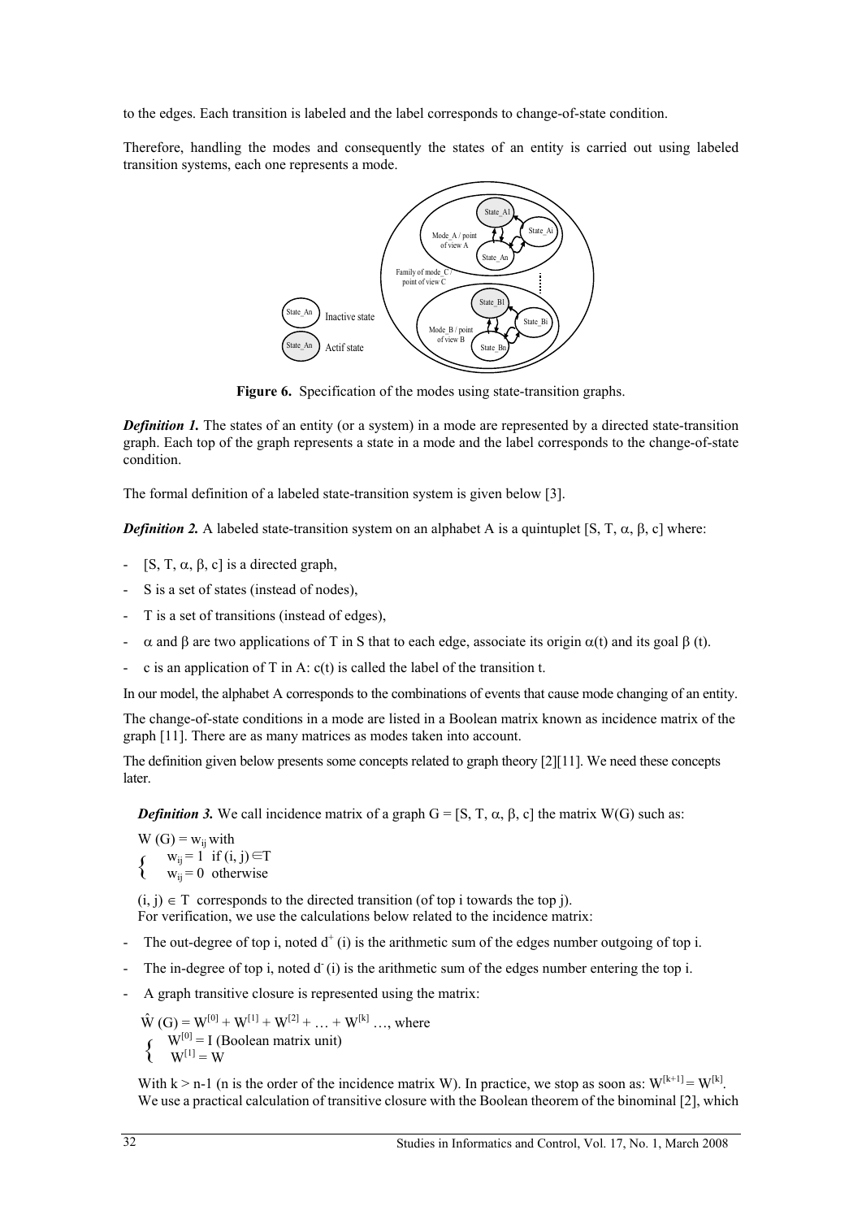to the edges. Each transition is labeled and the label corresponds to change-of-state condition.

Therefore, handling the modes and consequently the states of an entity is carried out using labeled transition systems, each one represents a mode.

**Figure 6.** Specification of the modes using state-transition graphs.

***Definition 1.*** The states of an entity (or a system) in a mode are represented by a directed state-transition graph. Each top of the graph represents a state in a mode and the label corresponds to the change-of-state condition.

The formal definition of a labeled state-transition system is given below [3].

***Definition 2.*** A labeled state-transition system on an alphabet A is a quintuplet [S, T, $\alpha$, $\beta$, c] where:

- [S, T, $\alpha$, $\beta$, c] is a directed graph,
- S is a set of states (instead of nodes),
- T is a set of transitions (instead of edges),
- $\alpha$ and $\beta$ are two applications of T in S that to each edge, associate its origin $\alpha(t)$ and its goal $\beta(t)$.
- c is an application of T in A: c(t) is called the label of the transition t.

In our model, the alphabet A corresponds to the combinations of events that cause mode changing of an entity.

The change-of-state conditions in a mode are listed in a Boolean matrix known as incidence matrix of the graph [11]. There are as many matrices as modes taken into account.

The definition given below presents some concepts related to graph theory [2][11]. We need these concepts later.

***Definition 3.*** We call incidence matrix of a graph G = [S, T, $\alpha$, $\beta$, c] the matrix W(G) such as:

$W(G) = w_{ij}$ with

$$\begin{cases} w_{ij} = 1 & \text{if } (i, j) \in T \\ w_{ij} = 0 & \text{otherwise} \end{cases}$$

$(i, j) \in T$ corresponds to the directed transition (of top i towards the top j).
For verification, we use the calculations below related to the incidence matrix:

- The out-degree of top i, noted $d^+(i)$ is the arithmetic sum of the edges number outgoing of top i.
- The in-degree of top i, noted $d^-(i)$ is the arithmetic sum of the edges number entering the top i.
- A graph transitive closure is represented using the matrix:

$$\hat{W}(G) = W^{[0]} + W^{[1]} + W^{[2]} + \ldots + W^{[k]} \ldots, \text{ where}$$

$$\begin{cases} W^{[0]} = I \text{ (Boolean matrix unit)} \\ W^{[1]} = W \end{cases}$$

With $k > n-1$ (n is the order of the incidence matrix W). In practice, we stop as soon as: $W^{[k+1]} = W^{[k]}$.
We use a practical calculation of transitive closure with the Boolean theorem of the binominal [2], which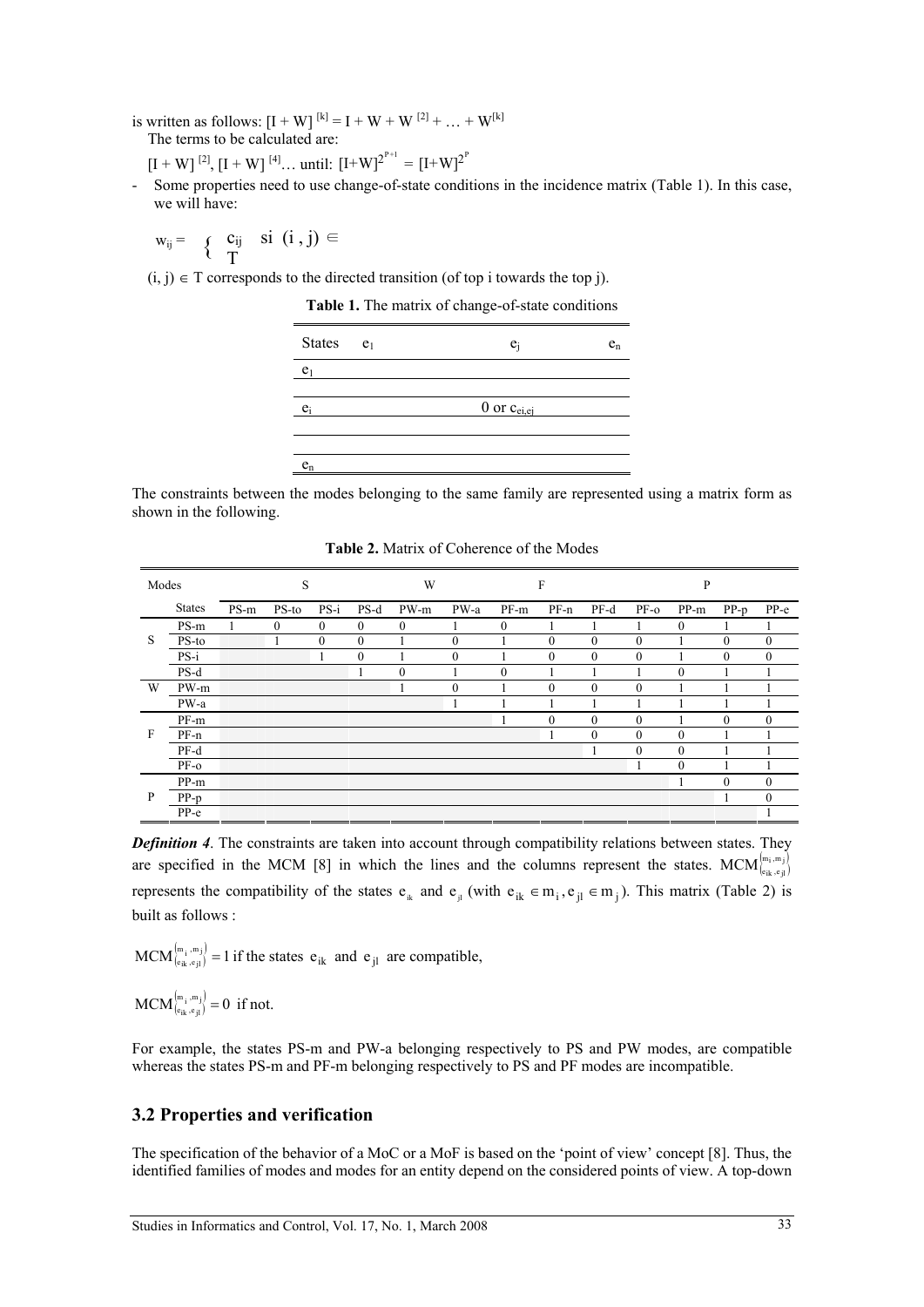is written as follows: $[I + W]^{[k]} = I + W + W^{[2]} + \ldots + W^{[k]}$

The terms to be calculated are:

$[I + W]^{[2]}$, $[I + W]^{[4]}$… until: $[I+W]^{2^{P+1}} = [I+W]^{2^{P}}$

- Some properties need to use change-of-state conditions in the incidence matrix (Table 1). In this case, we will have:

$$w_{ij} = \{ \begin{matrix} c_{ij} & \text{si } (i, j) \in \\ T & \end{matrix}$$

$(i, j) \in T$ corresponds to the directed transition (of top i towards the top j).

**Table 1.** The matrix of change-of-state conditions

| States | $e_1$ | $e_j$ | $e_n$ |
|---|---|---|---|
| $e_1$ | | | |
| | | | |
| $e_i$ | | 0 or $c_{ei,ej}$ | |
| | | | |
| | | | |
| $e_n$ | | | |

The constraints between the modes belonging to the same family are represented using a matrix form as shown in the following.

**Table 2.** Matrix of Coherence of the Modes

| Modes | | S | | | | W | | F | | | | P | | |
|---|---|---|---|---|---|---|---|---|---|---|---|---|---|---|
| | States | PS-m | PS-to | PS-i | PS-d | PW-m | PW-a | PF-m | PF-n | PF-d | PF-o | PP-m | PP-p | PP-e |
| S | PS-m | 1 | 0 | 0 | 0 | 0 | 1 | 0 | 1 | 1 | 1 | 0 | 1 | 1 |
| | PS-to | | 1 | 0 | 0 | 1 | 0 | 1 | 0 | 0 | 0 | 1 | 0 | 0 |
| | PS-i | | | 1 | 0 | 1 | 0 | 1 | 0 | 0 | 0 | 1 | 0 | 0 |
| | PS-d | | | | 1 | 0 | 1 | 0 | 1 | 1 | 1 | 0 | 1 | 1 |
| W | PW-m | | | | | 1 | 0 | 1 | 0 | 0 | 0 | 1 | 1 | 1 |
| | PW-a | | | | | | 1 | 1 | 1 | 1 | 1 | 1 | 1 | 1 |
| F | PF-m | | | | | | | 1 | 0 | 0 | 0 | 1 | 0 | 0 |
| | PF-n | | | | | | | | 1 | 0 | 0 | 0 | 1 | 1 |
| | PF-d | | | | | | | | | 1 | 0 | 0 | 1 | 1 |
| | PF-o | | | | | | | | | | 1 | 0 | 1 | 1 |
| P | PP-m | | | | | | | | | | | 1 | 0 | 0 |
| | PP-p | | | | | | | | | | | | 1 | 0 |
| | PP-e | | | | | | | | | | | | | 1 |

***Definition 4***. The constraints are taken into account through compatibility relations between states. They are specified in the MCM [8] in which the lines and the columns represent the states. $MCM_{(e_{ik}, e_{jl})}^{(m_i, m_j)}$ represents the compatibility of the states $e_{ik}$ and $e_{jl}$ (with $e_{ik} \in m_i, e_{jl} \in m_j$). This matrix (Table 2) is built as follows :

$MCM_{(e_{ik}, e_{jl})}^{(m_i, m_j)} = 1$ if the states $e_{ik}$ and $e_{jl}$ are compatible,

$MCM_{(e_{ik}, e_{jl})}^{(m_i, m_j)} = 0$ if not.

For example, the states PS-m and PW-a belonging respectively to PS and PW modes, are compatible whereas the states PS-m and PF-m belonging respectively to PS and PF modes are incompatible.

## 3.2 Properties and verification

The specification of the behavior of a MoC or a MoF is based on the 'point of view' concept [8]. Thus, the identified families of modes and modes for an entity depend on the considered points of view. A top-down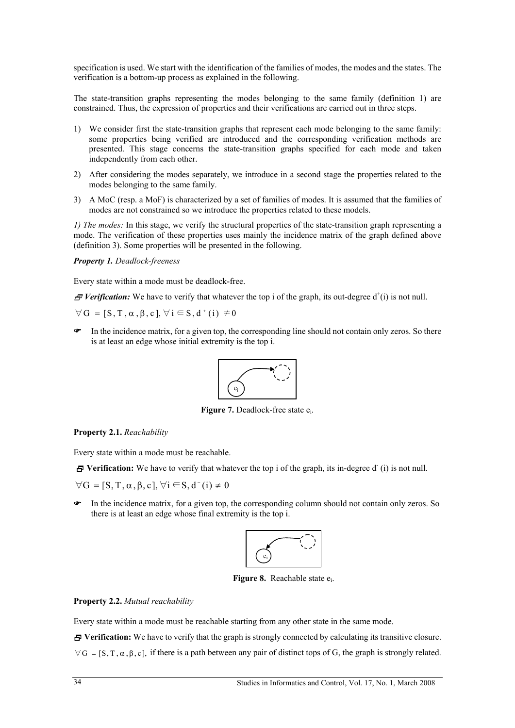specification is used. We start with the identification of the families of modes, the modes and the states. The verification is a bottom-up process as explained in the following.

The state-transition graphs representing the modes belonging to the same family (definition 1) are constrained. Thus, the expression of properties and their verifications are carried out in three steps.

1) We consider first the state-transition graphs that represent each mode belonging to the same family: some properties being verified are introduced and the corresponding verification methods are presented. This stage concerns the state-transition graphs specified for each mode and taken independently from each other.
2) After considering the modes separately, we introduce in a second stage the properties related to the modes belonging to the same family.
3) A MoC (resp. a MoF) is characterized by a set of families of modes. It is assumed that the families of modes are not constrained so we introduce the properties related to these models.

*1) The modes:* In this stage, we verify the structural properties of the state-transition graph representing a mode. The verification of these properties uses mainly the incidence matrix of the graph defined above (definition 3). Some properties will be presented in the following.

***Property 1.*** *Deadlock-freeness*

Every state within a mode must be deadlock-free.

***Verification:*** We have to verify that whatever the top i of the graph, its out-degree $d^+(i)$ is not null.

$\forall G = [S, T, \alpha, \beta, c], \forall i \in S, d^+(i) \neq 0$

- In the incidence matrix, for a given top, the corresponding line should not contain only zeros. So there is at least an edge whose initial extremity is the top i.

**Figure 7.** Deadlock-free state $e_i$.

**Property 2.1.** *Reachability*

Every state within a mode must be reachable.

**Verification:** We have to verify that whatever the top i of the graph, its in-degree $d^-(i)$ is not null.

$\forall G = [S, T, \alpha, \beta, c], \forall i \in S, d^-(i) \neq 0$

- In the incidence matrix, for a given top, the corresponding column should not contain only zeros. So there is at least an edge whose final extremity is the top i.

**Figure 8.** Reachable state $e_i$.

**Property 2.2.** *Mutual reachability*

Every state within a mode must be reachable starting from any other state in the same mode.

**Verification:** We have to verify that the graph is strongly connected by calculating its transitive closure.

$\forall G = [S, T, \alpha, \beta, c]$, if there is a path between any pair of distinct tops of G, the graph is strongly related.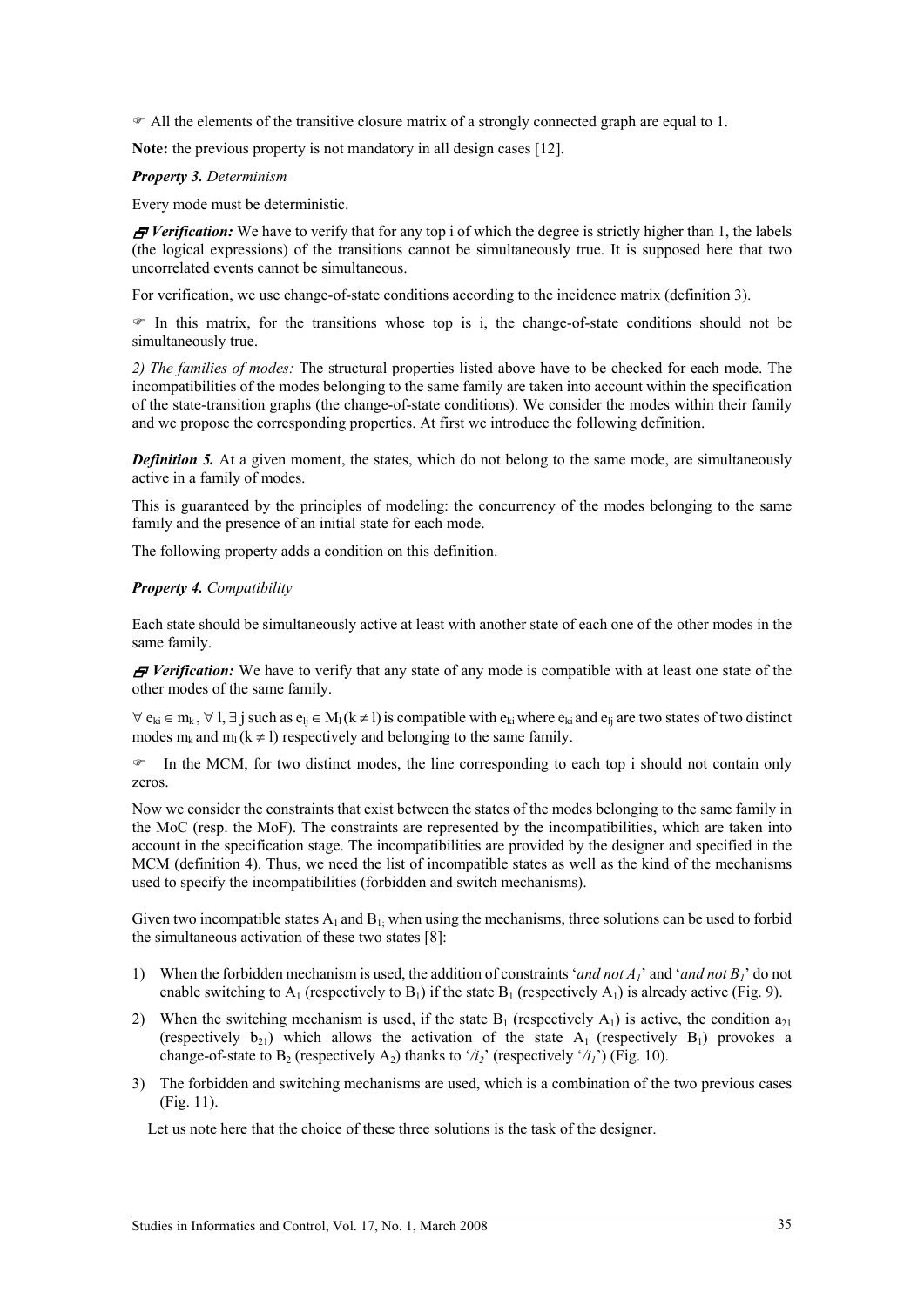☞ All the elements of the transitive closure matrix of a strongly connected graph are equal to 1.

**Note:** the previous property is not mandatory in all design cases [12].

***Property 3.*** *Determinism*

Every mode must be deterministic.

***Verification:*** We have to verify that for any top i of which the degree is strictly higher than 1, the labels (the logical expressions) of the transitions cannot be simultaneously true. It is supposed here that two uncorrelated events cannot be simultaneous.

For verification, we use change-of-state conditions according to the incidence matrix (definition 3).

☞ In this matrix, for the transitions whose top is i, the change-of-state conditions should not be simultaneously true.

*2) The families of modes:* The structural properties listed above have to be checked for each mode. The incompatibilities of the modes belonging to the same family are taken into account within the specification of the state-transition graphs (the change-of-state conditions). We consider the modes within their family and we propose the corresponding properties. At first we introduce the following definition.

***Definition 5.*** At a given moment, the states, which do not belong to the same mode, are simultaneously active in a family of modes.

This is guaranteed by the principles of modeling: the concurrency of the modes belonging to the same family and the presence of an initial state for each mode.

The following property adds a condition on this definition.

***Property 4.*** *Compatibility*

Each state should be simultaneously active at least with another state of each one of the other modes in the same family.

***Verification:*** We have to verify that any state of any mode is compatible with at least one state of the other modes of the same family.

$\forall\, e_{ki} \in m_k$, $\forall\, l$, $\exists\, j$ such as $e_{lj} \in M_l\,(k \neq l)$ is compatible with $e_{ki}$ where $e_{ki}$ and $e_{lj}$ are two states of two distinct modes $m_k$ and $m_l\,(k \neq l)$ respectively and belonging to the same family.

☞ In the MCM, for two distinct modes, the line corresponding to each top i should not contain only zeros.

Now we consider the constraints that exist between the states of the modes belonging to the same family in the MoC (resp. the MoF). The constraints are represented by the incompatibilities, which are taken into account in the specification stage. The incompatibilities are provided by the designer and specified in the MCM (definition 4). Thus, we need the list of incompatible states as well as the kind of the mechanisms used to specify the incompatibilities (forbidden and switch mechanisms).

Given two incompatible states $A_1$ and $B_1$, when using the mechanisms, three solutions can be used to forbid the simultaneous activation of these two states [8]:

1) When the forbidden mechanism is used, the addition of constraints '*and not $A_1$*' and '*and not $B_1$*' do not enable switching to $A_1$ (respectively to $B_1$) if the state $B_1$ (respectively $A_1$) is already active (Fig. 9).
2) When the switching mechanism is used, if the state $B_1$ (respectively $A_1$) is active, the condition $a_{21}$ (respectively $b_{21}$) which allows the activation of the state $A_1$ (respectively $B_1$) provokes a change-of-state to $B_2$ (respectively $A_2$) thanks to '*/$i_2$*' (respectively '*/$i_1$*') (Fig. 10).
3) The forbidden and switching mechanisms are used, which is a combination of the two previous cases (Fig. 11).

Let us note here that the choice of these three solutions is the task of the designer.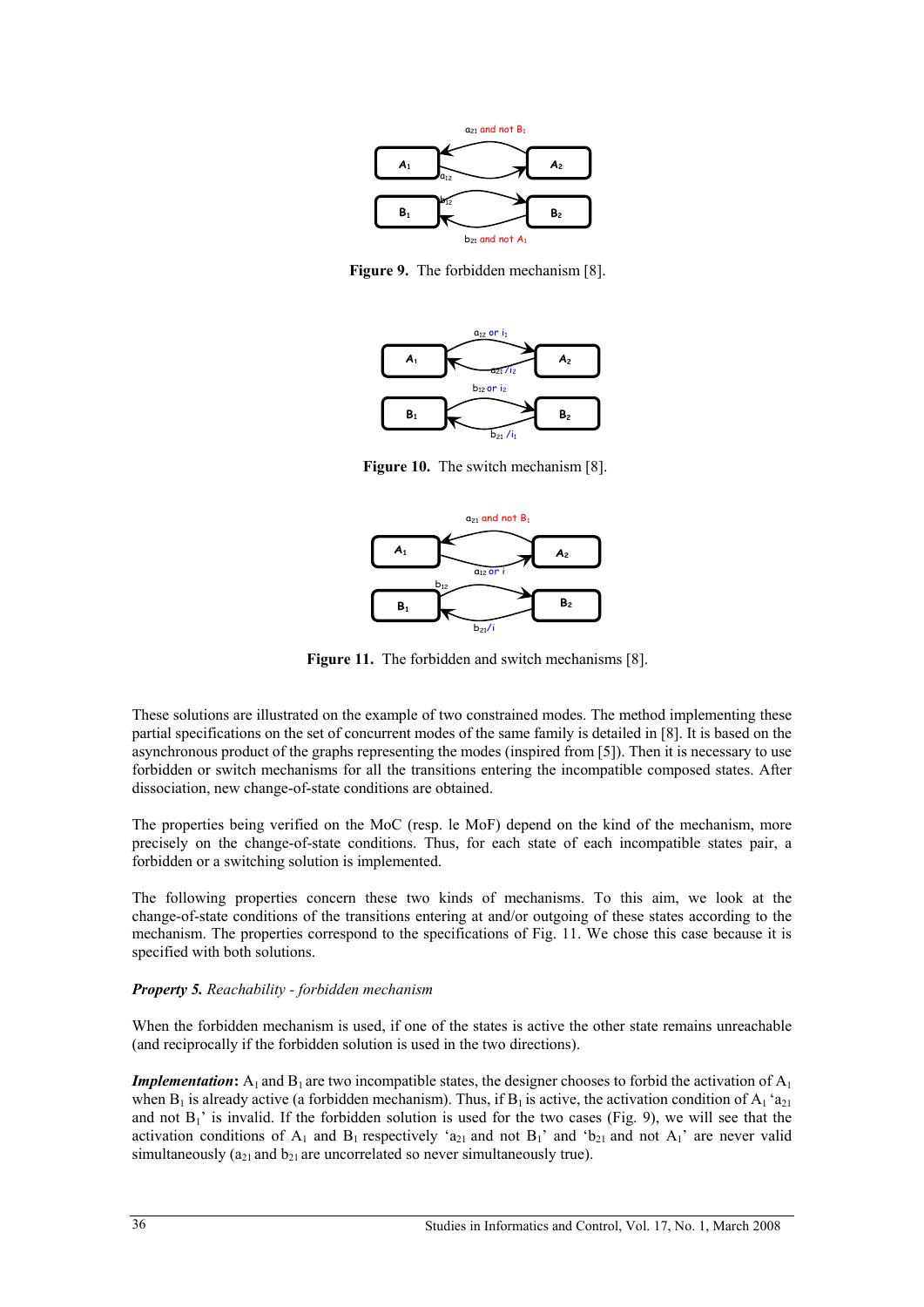Figure 9. The forbidden mechanism [8].

Figure 10. The switch mechanism [8].

Figure 11. The forbidden and switch mechanisms [8].

These solutions are illustrated on the example of two constrained modes. The method implementing these partial specifications on the set of concurrent modes of the same family is detailed in [8]. It is based on the asynchronous product of the graphs representing the modes (inspired from [5]). Then it is necessary to use forbidden or switch mechanisms for all the transitions entering the incompatible composed states. After dissociation, new change-of-state conditions are obtained.

The properties being verified on the MoC (resp. le MoF) depend on the kind of the mechanism, more precisely on the change-of-state conditions. Thus, for each state of each incompatible states pair, a forbidden or a switching solution is implemented.

The following properties concern these two kinds of mechanisms. To this aim, we look at the change-of-state conditions of the transitions entering at and/or outgoing of these states according to the mechanism. The properties correspond to the specifications of Fig. 11. We chose this case because it is specified with both solutions.

***Property 5.*** *Reachability - forbidden mechanism*

When the forbidden mechanism is used, if one of the states is active the other state remains unreachable (and reciprocally if the forbidden solution is used in the two directions).

***Implementation*:** $A_1$ and $B_1$ are two incompatible states, the designer chooses to forbid the activation of $A_1$ when $B_1$ is already active (a forbidden mechanism). Thus, if $B_1$ is active, the activation condition of $A_1$ '$a_{21}$ and not $B_1$' is invalid. If the forbidden solution is used for the two cases (Fig. 9), we will see that the activation conditions of $A_1$ and $B_1$ respectively '$a_{21}$ and not $B_1$' and '$b_{21}$ and not $A_1$' are never valid simultaneously ($a_{21}$ and $b_{21}$ are uncorrelated so never simultaneously true).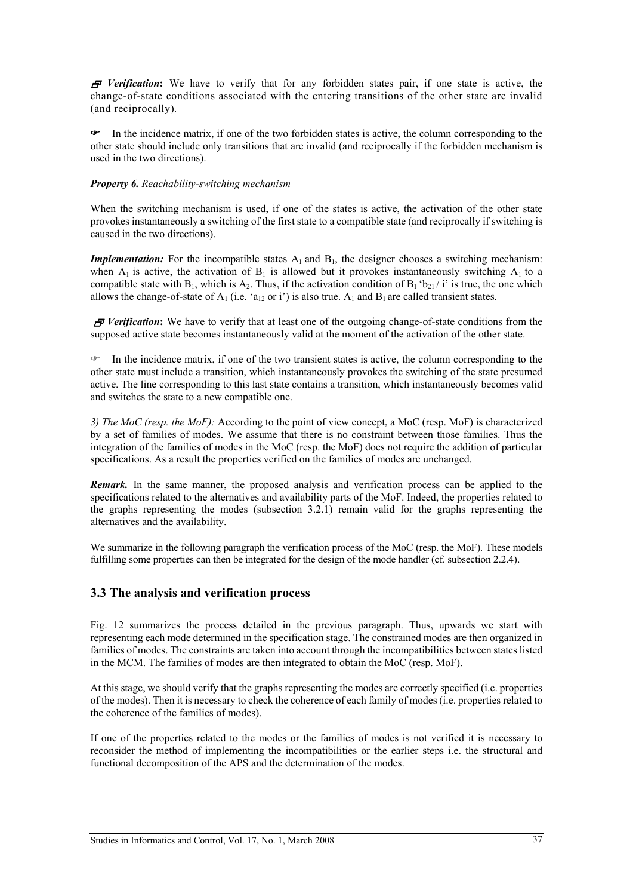**Verification:** We have to verify that for any forbidden states pair, if one state is active, the change-of-state conditions associated with the entering transitions of the other state are invalid (and reciprocally).

☞ In the incidence matrix, if one of the two forbidden states is active, the column corresponding to the other state should include only transitions that are invalid (and reciprocally if the forbidden mechanism is used in the two directions).

***Property 6.*** *Reachability-switching mechanism*

When the switching mechanism is used, if one of the states is active, the activation of the other state provokes instantaneously a switching of the first state to a compatible state (and reciprocally if switching is caused in the two directions).

***Implementation:*** For the incompatible states $A_1$ and $B_1$, the designer chooses a switching mechanism: when $A_1$ is active, the activation of $B_1$ is allowed but it provokes instantaneously switching $A_1$ to a compatible state with $B_1$, which is $A_2$. Thus, if the activation condition of $B_1$ '$b_{21}$ / i' is true, the one which allows the change-of-state of $A_1$ (i.e. '$a_{12}$ or i') is also true. $A_1$ and $B_1$ are called transient states.

**Verification:** We have to verify that at least one of the outgoing change-of-state conditions from the supposed active state becomes instantaneously valid at the moment of the activation of the other state.

☞ In the incidence matrix, if one of the two transient states is active, the column corresponding to the other state must include a transition, which instantaneously provokes the switching of the state presumed active. The line corresponding to this last state contains a transition, which instantaneously becomes valid and switches the state to a new compatible one.

*3) The MoC (resp. the MoF):* According to the point of view concept, a MoC (resp. MoF) is characterized by a set of families of modes. We assume that there is no constraint between those families. Thus the integration of the families of modes in the MoC (resp. the MoF) does not require the addition of particular specifications. As a result the properties verified on the families of modes are unchanged.

***Remark.*** In the same manner, the proposed analysis and verification process can be applied to the specifications related to the alternatives and availability parts of the MoF. Indeed, the properties related to the graphs representing the modes (subsection 3.2.1) remain valid for the graphs representing the alternatives and the availability.

We summarize in the following paragraph the verification process of the MoC (resp. the MoF). These models fulfilling some properties can then be integrated for the design of the mode handler (cf. subsection 2.2.4).

## 3.3 The analysis and verification process

Fig. 12 summarizes the process detailed in the previous paragraph. Thus, upwards we start with representing each mode determined in the specification stage. The constrained modes are then organized in families of modes. The constraints are taken into account through the incompatibilities between states listed in the MCM. The families of modes are then integrated to obtain the MoC (resp. MoF).

At this stage, we should verify that the graphs representing the modes are correctly specified (i.e. properties of the modes). Then it is necessary to check the coherence of each family of modes (i.e. properties related to the coherence of the families of modes).

If one of the properties related to the modes or the families of modes is not verified it is necessary to reconsider the method of implementing the incompatibilities or the earlier steps i.e. the structural and functional decomposition of the APS and the determination of the modes.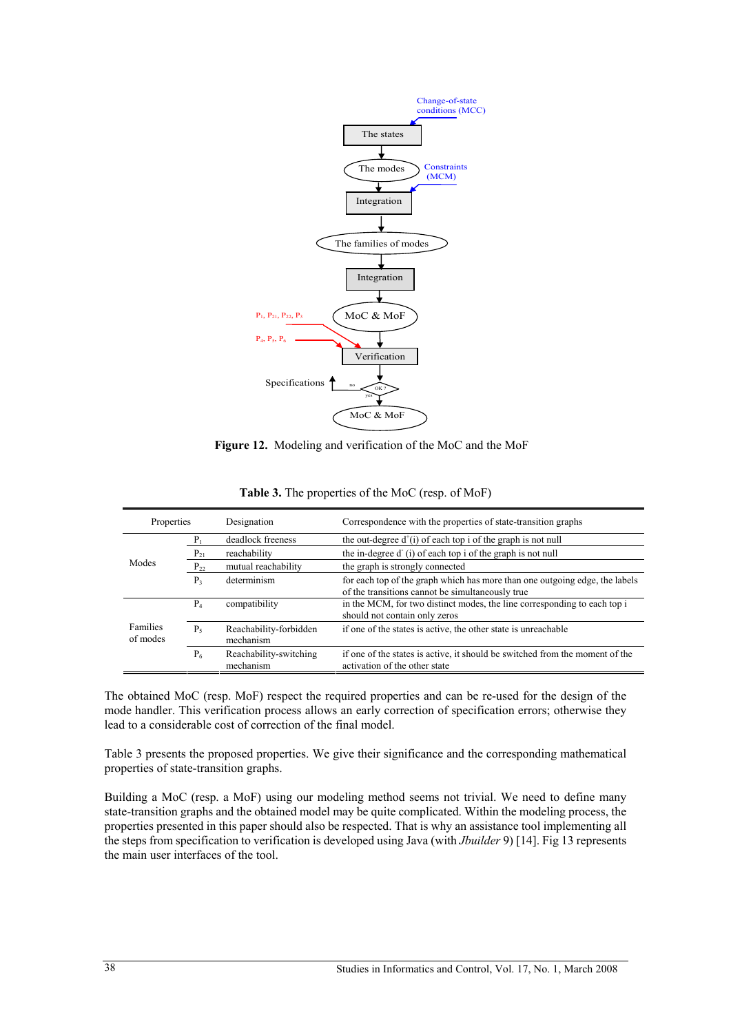**Figure 12.** Modeling and verification of the MoC and the MoF

**Table 3.** The properties of the MoC (resp. of MoF)

| Properties | | Designation | Correspondence with the properties of state-transition graphs |
|---|---|---|---|
| Modes | $P_1$ | deadlock freeness | the out-degree $d^+(i)$ of each top i of the graph is not null |
| | $P_{21}$ | reachability | the in-degree $d^-(i)$ of each top i of the graph is not null |
| | $P_{22}$ | mutual reachability | the graph is strongly connected |
| | $P_3$ | determinism | for each top of the graph which has more than one outgoing edge, the labels of the transitions cannot be simultaneously true |
| Families of modes | $P_4$ | compatibility | in the MCM, for two distinct modes, the line corresponding to each top i should not contain only zeros |
| | $P_5$ | Reachability-forbidden mechanism | if one of the states is active, the other state is unreachable |
| | $P_6$ | Reachability-switching mechanism | if one of the states is active, it should be switched from the moment of the activation of the other state |

The obtained MoC (resp. MoF) respect the required properties and can be re-used for the design of the mode handler. This verification process allows an early correction of specification errors; otherwise they lead to a considerable cost of correction of the final model.

Table 3 presents the proposed properties. We give their significance and the corresponding mathematical properties of state-transition graphs.

Building a MoC (resp. a MoF) using our modeling method seems not trivial. We need to define many state-transition graphs and the obtained model may be quite complicated. Within the modeling process, the properties presented in this paper should also be respected. That is why an assistance tool implementing all the steps from specification to verification is developed using Java (with *Jbuilder* 9) [14]. Fig 13 represents the main user interfaces of the tool.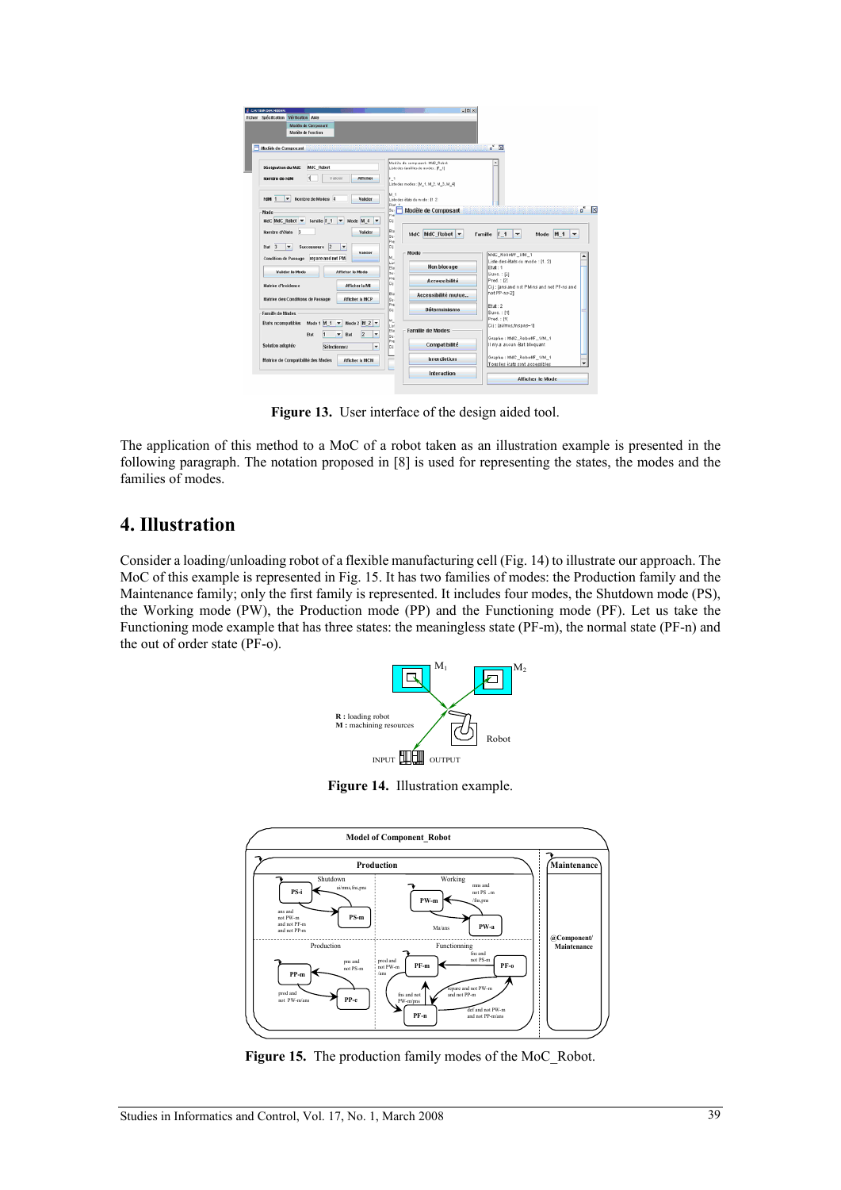**Figure 13.** User interface of the design aided tool.

The application of this method to a MoC of a robot taken as an illustration example is presented in the following paragraph. The notation proposed in [8] is used for representing the states, the modes and the families of modes.

## 4. Illustration

Consider a loading/unloading robot of a flexible manufacturing cell (Fig. 14) to illustrate our approach. The MoC of this example is represented in Fig. 15. It has two families of modes: the Production family and the Maintenance family; only the first family is represented. It includes four modes, the Shutdown mode (PS), the Working mode (PW), the Production mode (PP) and the Functioning mode (PF). Let us take the Functioning mode example that has three states: the meaningless state (PF-m), the normal state (PF-n) and the out of order state (PF-o).

**Figure 14.** Illustration example.

**Figure 15.** The production family modes of the MoC_Robot.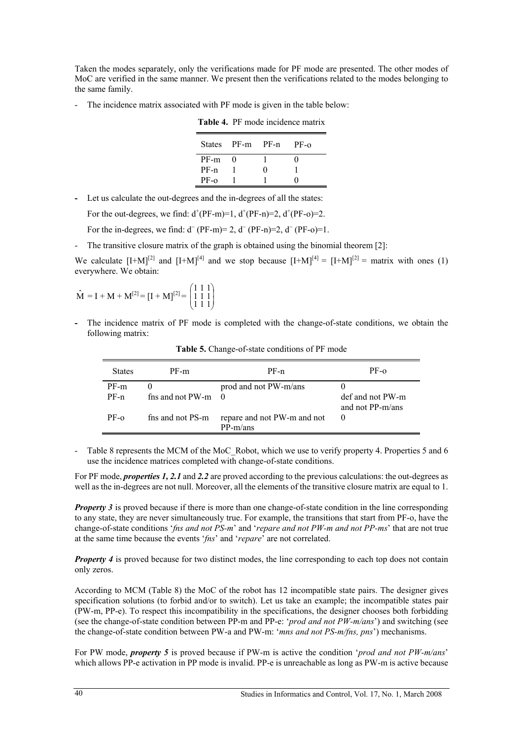Taken the modes separately, only the verifications made for PF mode are presented. The other modes of MoC are verified in the same manner. We present then the verifications related to the modes belonging to the same family.

- The incidence matrix associated with PF mode is given in the table below:

**Table 4.** PF mode incidence matrix

| States | PF-m | PF-n | PF-o |
|---|---|---|---|
| PF-m | 0 | 1 | 0 |
| PF-n | 1 | 0 | 1 |
| PF-o | 1 | 1 | 0 |

- Let us calculate the out-degrees and the in-degrees of all the states:

  For the out-degrees, we find: $d^+(\text{PF-m})=1$, $d^+(\text{PF-n})=2$, $d^+(\text{PF-o})=2$.

  For the in-degrees, we find: $d^-(\text{PF-m})=2$, $d^-(\text{PF-n})=2$, $d^-(\text{PF-o})=1$.

- The transitive closure matrix of the graph is obtained using the binomial theorem [2]:

We calculate $[I+M]^{[2]}$ and $[I+M]^{[4]}$ and we stop because $[I+M]^{[4]} = [I+M]^{[2]}$ = matrix with ones (1) everywhere. We obtain:

$$\hat{M} = I + M + M^{[2]} = [I + M]^{[2]} = \begin{pmatrix} 1 & 1 & 1 \\ 1 & 1 & 1 \\ 1 & 1 & 1 \end{pmatrix}$$

- The incidence matrix of PF mode is completed with the change-of-state conditions, we obtain the following matrix:

**Table 5.** Change-of-state conditions of PF mode

| States | PF-m | PF-n | PF-o |
|---|---|---|---|
| PF-m | 0 | prod and not PW-m/ans | 0 |
| PF-n | fns and not PW-m | 0 | def and not PW-m and not PP-m/ans |
| PF-o | fns and not PS-m | repare and not PW-m and not PP-m/ans | 0 |

- Table 8 represents the MCM of the MoC_Robot, which we use to verify property 4. Properties 5 and 6 use the incidence matrices completed with change-of-state conditions.

For PF mode, ***properties 1, 2.1*** and ***2.2*** are proved according to the previous calculations: the out-degrees as well as the in-degrees are not null. Moreover, all the elements of the transitive closure matrix are equal to 1.

***Property 3*** is proved because if there is more than one change-of-state condition in the line corresponding to any state, they are never simultaneously true. For example, the transitions that start from PF-o, have the change-of-state conditions '*fns and not PS-m*' and '*repare and not PW-m and not PP-ms*' that are not true at the same time because the events '*fns*' and '*repare*' are not correlated.

***Property 4*** is proved because for two distinct modes, the line corresponding to each top does not contain only zeros.

According to MCM (Table 8) the MoC of the robot has 12 incompatible state pairs. The designer gives specification solutions (to forbid and/or to switch). Let us take an example; the incompatible states pair (PW-m, PP-e). To respect this incompatibility in the specifications, the designer chooses both forbidding (see the change-of-state condition between PP-m and PP-e: '*prod and not PW-m/ans*') and switching (see the change-of-state condition between PW-a and PW-m: '*mns and not PS-m/fns, pns*') mechanisms.

For PW mode, ***property 5*** is proved because if PW-m is active the condition '*prod and not PW-m/ans*' which allows PP-e activation in PP mode is invalid. PP-e is unreachable as long as PW-m is active because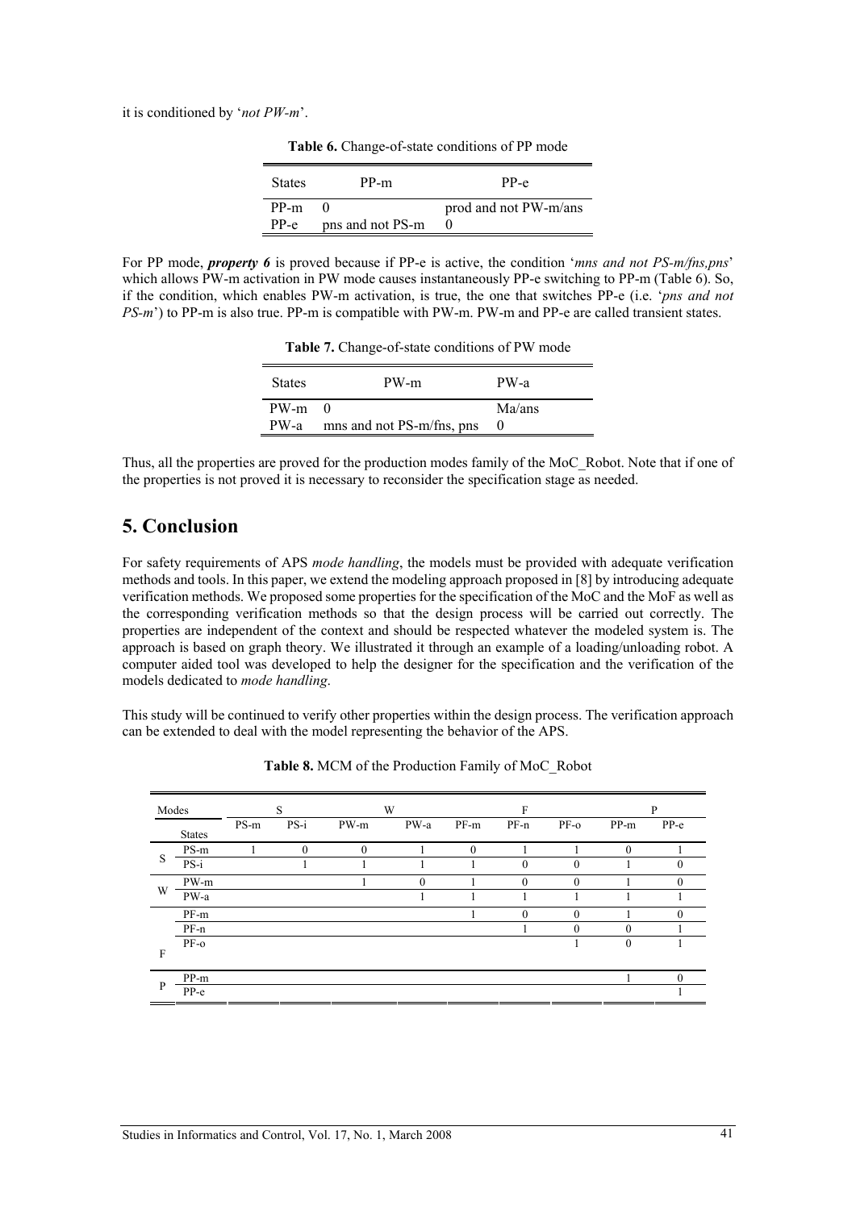it is conditioned by '*not PW-m*'.

**Table 6.** Change-of-state conditions of PP mode

| States | PP-m | PP-e |
|---|---|---|
| PP-m | 0 | prod and not PW-m/ans |
| PP-e | pns and not PS-m | 0 |

For PP mode, ***property 6*** is proved because if PP-e is active, the condition '*mns and not PS-m/fns,pns*' which allows PW-m activation in PW mode causes instantaneously PP-e switching to PP-m (Table 6). So, if the condition, which enables PW-m activation, is true, the one that switches PP-e (i.e. '*pns and not PS-m*') to PP-m is also true. PP-m is compatible with PW-m. PW-m and PP-e are called transient states.

**Table 7.** Change-of-state conditions of PW mode

| States | PW-m | PW-a |
|---|---|---|
| PW-m | 0 | Ma/ans |
| PW-a | mns and not PS-m/fns, pns | 0 |

Thus, all the properties are proved for the production modes family of the MoC_Robot. Note that if one of the properties is not proved it is necessary to reconsider the specification stage as needed.

## 5. Conclusion

For safety requirements of APS *mode handling*, the models must be provided with adequate verification methods and tools. In this paper, we extend the modeling approach proposed in [8] by introducing adequate verification methods. We proposed some properties for the specification of the MoC and the MoF as well as the corresponding verification methods so that the design process will be carried out correctly. The properties are independent of the context and should be respected whatever the modeled system is. The approach is based on graph theory. We illustrated it through an example of a loading/unloading robot. A computer aided tool was developed to help the designer for the specification and the verification of the models dedicated to *mode handling*.

This study will be continued to verify other properties within the design process. The verification approach can be extended to deal with the model representing the behavior of the APS.

**Table 8.** MCM of the Production Family of MoC_Robot

| Modes | | S | | W | | F | | | P | |
|---|---|---|---|---|---|---|---|---|---|---|
| | States | PS-m | PS-i | PW-m | PW-a | PF-m | PF-n | PF-o | PP-m | PP-e |
| S | PS-m | 1 | 0 | 0 | 1 | 0 | 1 | 1 | 0 | 1 |
| | PS-i | | 1 | 1 | 1 | 1 | 0 | 0 | 1 | 0 |
| W | PW-m | | | 1 | 0 | 1 | 0 | 0 | 1 | 0 |
| | PW-a | | | | 1 | 1 | 1 | 1 | 1 | 1 |
| F | PF-m | | | | | 1 | 0 | 0 | 1 | 0 |
| | PF-n | | | | | | 1 | 0 | 0 | 1 |
| | PF-o | | | | | | | 1 | 0 | 1 |
| P | PP-m | | | | | | | | 1 | 0 |
| | PP-e | | | | | | | | | 1 |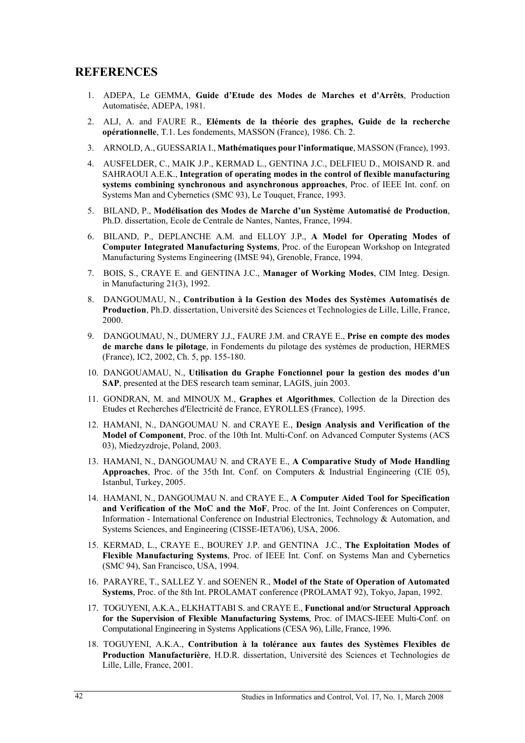## REFERENCES

1. ADEPA, Le GEMMA, **Guide d'Etude des Modes de Marches et d'Arrêts**, Production Automatisée, ADEPA, 1981.
2. ALJ, A. and FAURE R., **Eléments de la théorie des graphes, Guide de la recherche opérationnelle**, T.1. Les fondements, MASSON (France), 1986. Ch. 2.
3. ARNOLD, A., GUESSARIA I., **Mathématiques pour l'informatique**, MASSON (France), 1993.
4. AUSFELDER, C., MAIK J.P., KERMAD L., GENTINA J.C., DELFIEU D., MOISAND R. and SAHRAOUI A.E.K., **Integration of operating modes in the control of flexible manufacturing systems combining synchronous and asynchronous approaches**, Proc. of IEEE Int. conf. on Systems Man and Cybernetics (SMC 93), Le Touquet, France, 1993.
5. BILAND, P., **Modélisation des Modes de Marche d'un Système Automatisé de Production**, Ph.D. dissertation, Ecole de Centrale de Nantes, Nantes, France, 1994.
6. BILAND, P., DEPLANCHE A.M. and ELLOY J.P., **A Model for Operating Modes of Computer Integrated Manufacturing Systems**, Proc. of the European Workshop on Integrated Manufacturing Systems Engineering (IMSE 94), Grenoble, France, 1994.
7. BOIS, S., CRAYE E. and GENTINA J.C., **Manager of Working Modes**, CIM Integ. Design. in Manufacturing 21(3), 1992.
8. DANGOUMAU, N., **Contribution à la Gestion des Modes des Systèmes Automatisés de Production**, Ph.D. dissertation, Université des Sciences et Technologies de Lille, Lille, France, 2000.
9. DANGOUMAU, N., DUMERY J.J., FAURE J.M. and CRAYE E., **Prise en compte des modes de marche dans le pilotage**, in Fondements du pilotage des systèmes de production, HERMES (France), IC2, 2002, Ch. 5, pp. 155-180.
10. DANGOUAMAU, N., **Utilisation du Graphe Fonctionnel pour la gestion des modes d'un SAP**, presented at the DES research team seminar, LAGIS, juin 2003.
11. GONDRAN, M. and MINOUX M., **Graphes et Algorithmes**, Collection de la Direction des Etudes et Recherches d'Electricité de France, EYROLLES (France), 1995.
12. HAMANI, N., DANGOUMAU N. and CRAYE E., **Design Analysis and Verification of the Model of Component**, Proc. of the 10th Int. Multi-Conf. on Advanced Computer Systems (ACS 03), Miedzyzdroje, Poland, 2003.
13. HAMANI, N., DANGOUMAU N. and CRAYE E., **A Comparative Study of Mode Handling Approaches**, Proc. of the 35th Int. Conf. on Computers & Industrial Engineering (CIE 05), Istanbul, Turkey, 2005.
14. HAMANI, N., DANGOUMAU N. and CRAYE E., **A Computer Aided Tool for Specification and Verification of the MoC and the MoF**, Proc. of the Int. Joint Conferences on Computer, Information - International Conference on Industrial Electronics, Technology & Automation, and Systems Sciences, and Engineering (CISSE-IETA'06), USA, 2006.
15. KERMAD, L., CRAYE E., BOUREY J.P. and GENTINA J.C., **The Exploitation Modes of Flexible Manufacturing Systems**, Proc. of IEEE Int. Conf. on Systems Man and Cybernetics (SMC 94), San Francisco, USA, 1994.
16. PARAYRE, T., SALLEZ Y. and SOENEN R., **Model of the State of Operation of Automated Systems**, Proc. of the 8th Int. PROLAMAT conference (PROLAMAT 92), Tokyo, Japan, 1992.
17. TOGUYENI, A.K.A., ELKHATTABI S. and CRAYE E., **Functional and/or Structural Approach for the Supervision of Flexible Manufacturing Systems**, Proc. of IMACS-IEEE Multi-Conf. on Computational Engineering in Systems Applications (CESA 96), Lille, France, 1996.
18. TOGUYENI, A.K.A., **Contribution à la tolérance aux fautes des Systèmes Flexibles de Production Manufacturière**, H.D.R. dissertation, Université des Sciences et Technologies de Lille, Lille, France, 2001.